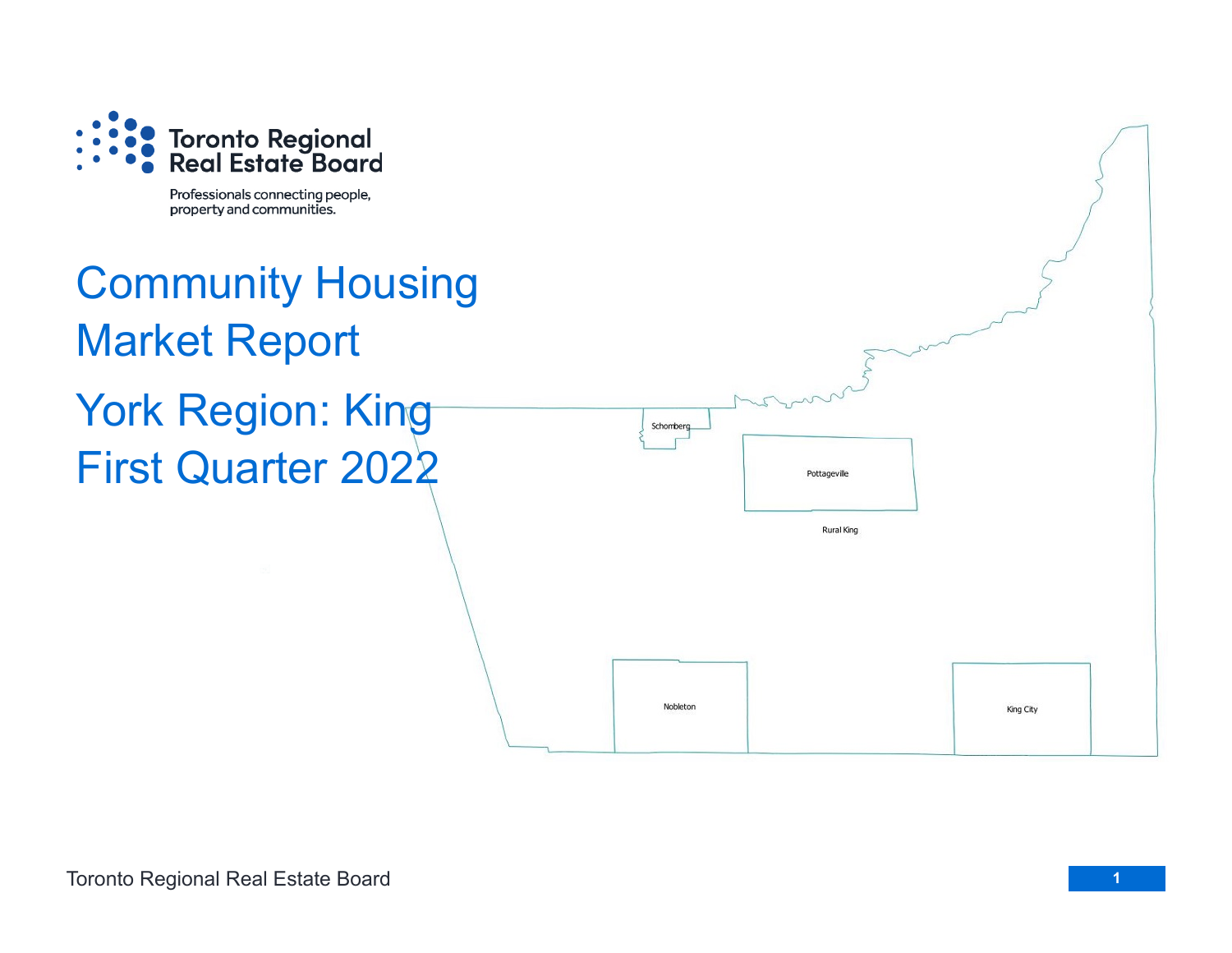Toronto Regional Real Estate Board

Professionals connecting people, property and communities.

# Community Housing Market Report

## York Region: King
## First Quarter 2022

Schomberg

Pottageville

Rural King

Nobleton

King City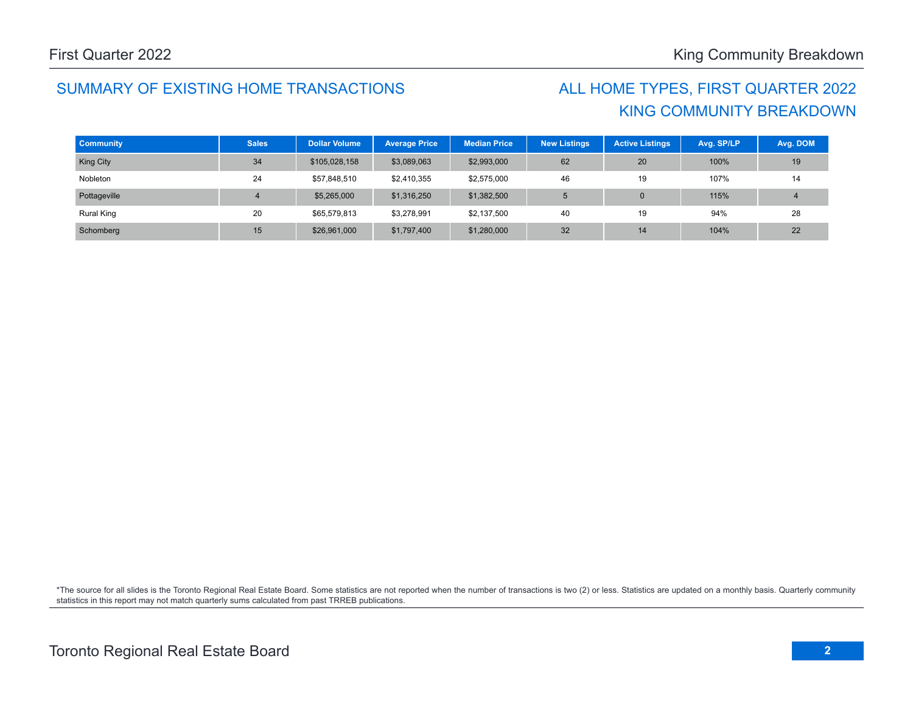## SUMMARY OF EXISTING HOME TRANSACTIONS

## ALL HOME TYPES, FIRST QUARTER 2022
## KING COMMUNITY BREAKDOWN

| Community | Sales | Dollar Volume | Average Price | Median Price | New Listings | Active Listings | Avg. SP/LP | Avg. DOM |
|---|---|---|---|---|---|---|---|---|
| King City | 34 | $105,028,158 | $3,089,063 | $2,993,000 | 62 | 20 | 100% | 19 |
| Nobleton | 24 | $57,848,510 | $2,410,355 | $2,575,000 | 46 | 19 | 107% | 14 |
| Pottageville | 4 | $5,265,000 | $1,316,250 | $1,382,500 | 5 | 0 | 115% | 4 |
| Rural King | 20 | $65,579,813 | $3,278,991 | $2,137,500 | 40 | 19 | 94% | 28 |
| Schomberg | 15 | $26,961,000 | $1,797,400 | $1,280,000 | 32 | 14 | 104% | 22 |

*The source for all slides is the Toronto Regional Real Estate Board. Some statistics are not reported when the number of transactions is two (2) or less. Statistics are updated on a monthly basis. Quarterly community statistics in this report may not match quarterly sums calculated from past TRREB publications.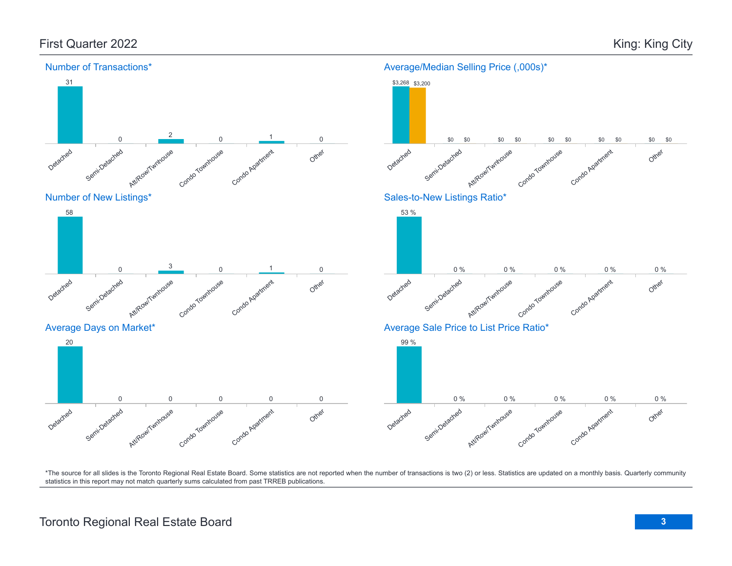## First Quarter 2022

## King: King City

### Number of Transactions*

| Detached | Semi-Detached | Att/Row/Twnhouse | Condo Townhouse | Condo Apartment | Other |
|---|---|---|---|---|---|
| 31 | 0 | 2 | 0 | 1 | 0 |

### Average/Median Selling Price (,000s)*

| | Detached | Semi-Detached | Att/Row/Twnhouse | Condo Townhouse | Condo Apartment | Other |
|---|---|---|---|---|---|---|
| Average | $3,268 | $0 | $0 | $0 | $0 | $0 |
| Median | $3,200 | $0 | $0 | $0 | $0 | $0 |

### Number of New Listings*

| Detached | Semi-Detached | Att/Row/Twnhouse | Condo Townhouse | Condo Apartment | Other |
|---|---|---|---|---|---|
| 58 | 0 | 3 | 0 | 1 | 0 |

### Sales-to-New Listings Ratio*

| Detached | Semi-Detached | Att/Row/Twnhouse | Condo Townhouse | Condo Apartment | Other |
|---|---|---|---|---|---|
| 53 % | 0 % | 0 % | 0 % | 0 % | 0 % |

### Average Days on Market*

| Detached | Semi-Detached | Att/Row/Twnhouse | Condo Townhouse | Condo Apartment | Other |
|---|---|---|---|---|---|
| 20 | 0 | 0 | 0 | 0 | 0 |

### Average Sale Price to List Price Ratio*

| Detached | Semi-Detached | Att/Row/Twnhouse | Condo Townhouse | Condo Apartment | Other |
|---|---|---|---|---|---|
| 99 % | 0 % | 0 % | 0 % | 0 % | 0 % |

*The source for all slides is the Toronto Regional Real Estate Board. Some statistics are not reported when the number of transactions is two (2) or less. Statistics are updated on a monthly basis. Quarterly community statistics in this report may not match quarterly sums calculated from past TRREB publications.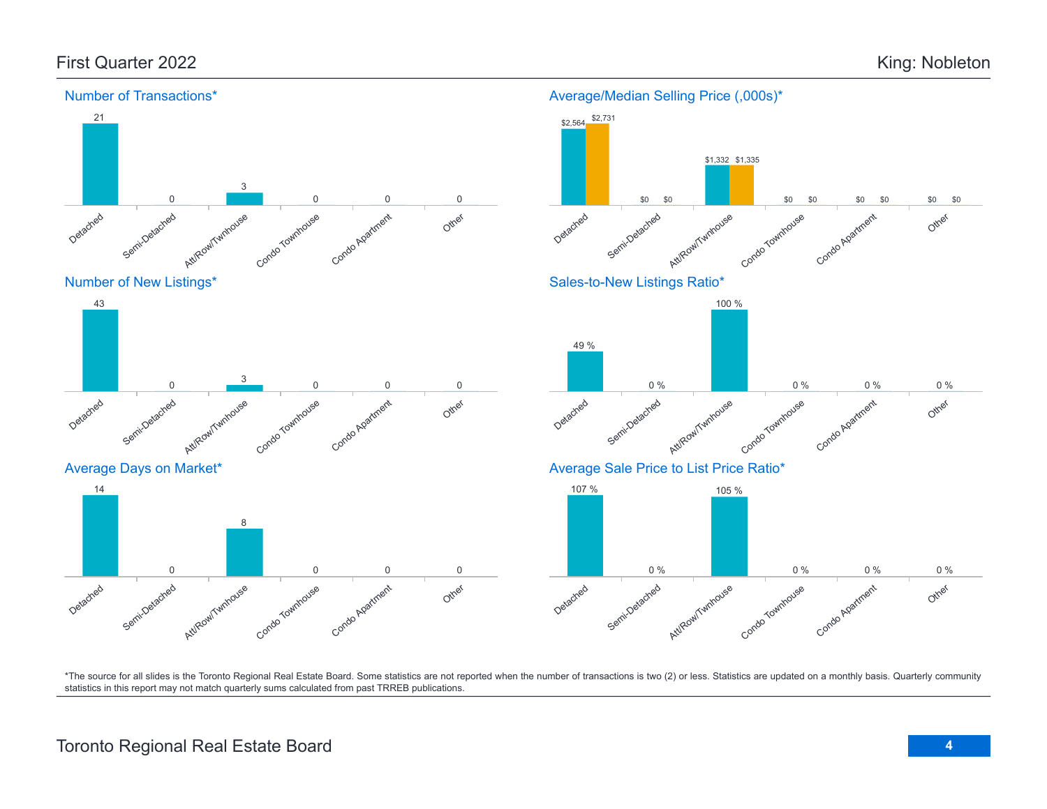## First Quarter 2022

## King: Nobleton

### Number of Transactions*

| Detached | Semi-Detached | Att/Row/Twnhouse | Condo Townhouse | Condo Apartment | Other |
|---|---|---|---|---|---|
| 21 | 0 | 3 | 0 | 0 | 0 |

### Average/Median Selling Price (,000s)*

| | Detached | Semi-Detached | Att/Row/Twnhouse | Condo Townhouse | Condo Apartment | Other |
|---|---|---|---|---|---|---|
| Average | $2,564 | $0 | $1,332 | $0 | $0 | $0 |
| Median | $2,731 | $0 | $1,335 | $0 | $0 | $0 |

### Number of New Listings*

| Detached | Semi-Detached | Att/Row/Twnhouse | Condo Townhouse | Condo Apartment | Other |
|---|---|---|---|---|---|
| 43 | 0 | 3 | 0 | 0 | 0 |

### Sales-to-New Listings Ratio*

| Detached | Semi-Detached | Att/Row/Twnhouse | Condo Townhouse | Condo Apartment | Other |
|---|---|---|---|---|---|
| 49 % | 0 % | 100 % | 0 % | 0 % | 0 % |

### Average Days on Market*

| Detached | Semi-Detached | Att/Row/Twnhouse | Condo Townhouse | Condo Apartment | Other |
|---|---|---|---|---|---|
| 14 | 0 | 8 | 0 | 0 | 0 |

### Average Sale Price to List Price Ratio*

| Detached | Semi-Detached | Att/Row/Twnhouse | Condo Townhouse | Condo Apartment | Other |
|---|---|---|---|---|---|
| 107 % | 0 % | 105 % | 0 % | 0 % | 0 % |

*The source for all slides is the Toronto Regional Real Estate Board. Some statistics are not reported when the number of transactions is two (2) or less. Statistics are updated on a monthly basis. Quarterly community statistics in this report may not match quarterly sums calculated from past TRREB publications.

Toronto Regional Real Estate Board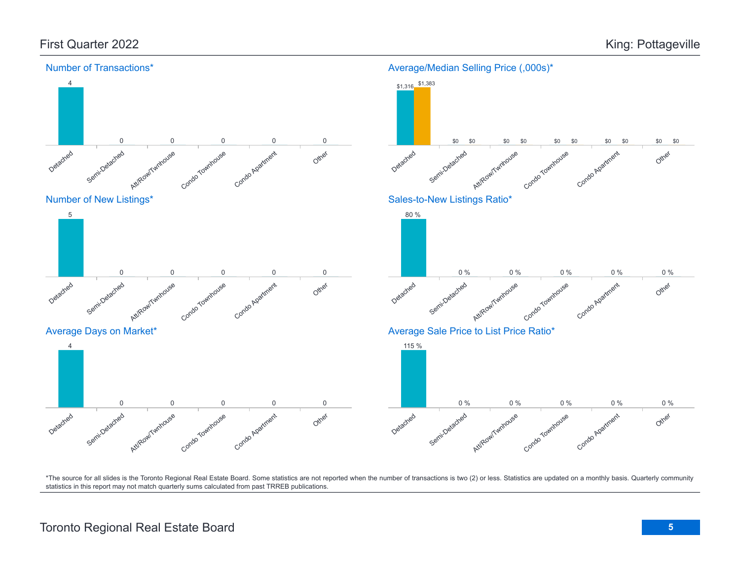# First Quarter 2022 — King: Pottageville

## Number of Transactions*

| Detached | Semi-Detached | Att/Row/Twnhouse | Condo Townhouse | Condo Apartment | Other |
|---|---|---|---|---|---|
| 4 | 0 | 0 | 0 | 0 | 0 |

## Average/Median Selling Price (,000s)*

| | Detached | Semi-Detached | Att/Row/Twnhouse | Condo Townhouse | Condo Apartment | Other |
|---|---|---|---|---|---|---|
| Average | $1,316 | $0 | $0 | $0 | $0 | $0 |
| Median | $1,383 | $0 | $0 | $0 | $0 | $0 |

## Number of New Listings*

| Detached | Semi-Detached | Att/Row/Twnhouse | Condo Townhouse | Condo Apartment | Other |
|---|---|---|---|---|---|
| 5 | 0 | 0 | 0 | 0 | 0 |

## Sales-to-New Listings Ratio*

| Detached | Semi-Detached | Att/Row/Twnhouse | Condo Townhouse | Condo Apartment | Other |
|---|---|---|---|---|---|
| 80 % | 0 % | 0 % | 0 % | 0 % | 0 % |

## Average Days on Market*

| Detached | Semi-Detached | Att/Row/Twnhouse | Condo Townhouse | Condo Apartment | Other |
|---|---|---|---|---|---|
| 4 | 0 | 0 | 0 | 0 | 0 |

## Average Sale Price to List Price Ratio*

| Detached | Semi-Detached | Att/Row/Twnhouse | Condo Townhouse | Condo Apartment | Other |
|---|---|---|---|---|---|
| 115 % | 0 % | 0 % | 0 % | 0 % | 0 % |

*The source for all slides is the Toronto Regional Real Estate Board. Some statistics are not reported when the number of transactions is two (2) or less. Statistics are updated on a monthly basis. Quarterly community statistics in this report may not match quarterly sums calculated from past TRREB publications.

Toronto Regional Real Estate Board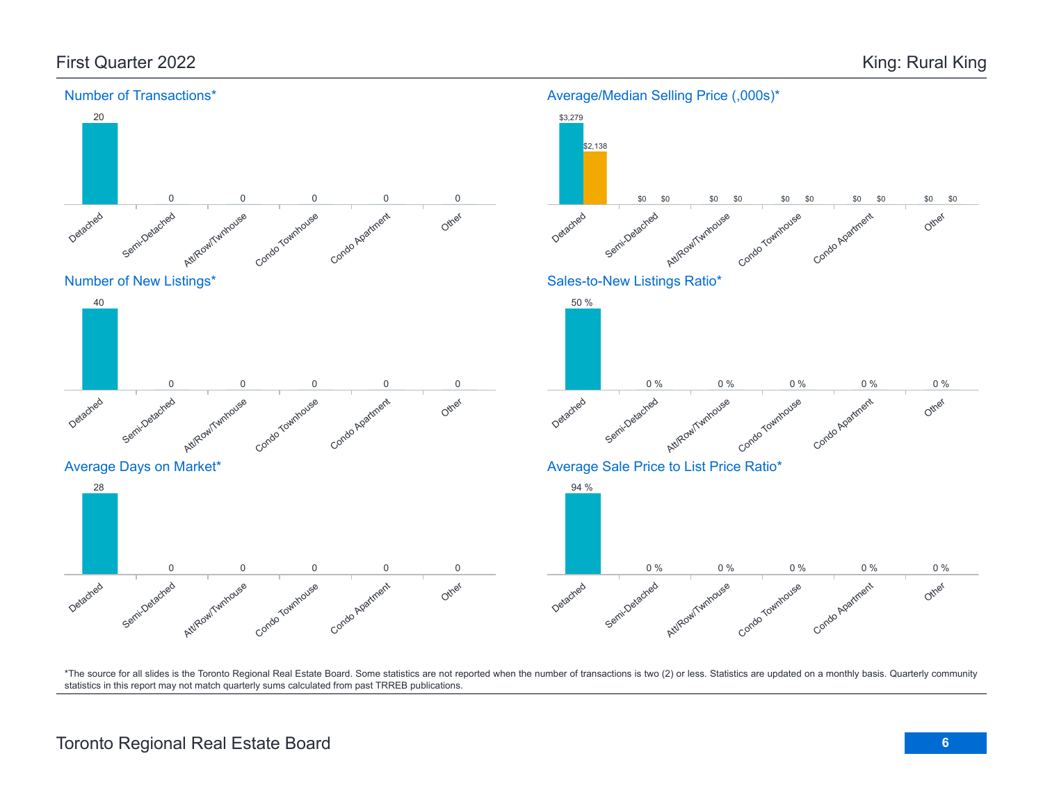First Quarter 2022

King: Rural King

### Number of Transactions*

| Detached | Semi-Detached | Att/Row/Twnhouse | Condo Townhouse | Condo Apartment | Other |
|---|---|---|---|---|---|
| 20 | 0 | 0 | 0 | 0 | 0 |

### Average/Median Selling Price (,000s)*

| | Detached | Semi-Detached | Att/Row/Twnhouse | Condo Townhouse | Condo Apartment | Other |
|---|---|---|---|---|---|---|
| Average | $3,279 | $0 | $0 | $0 | $0 | $0 |
| Median | $2,138 | $0 | $0 | $0 | $0 | $0 |

### Number of New Listings*

| Detached | Semi-Detached | Att/Row/Twnhouse | Condo Townhouse | Condo Apartment | Other |
|---|---|---|---|---|---|
| 40 | 0 | 0 | 0 | 0 | 0 |

### Sales-to-New Listings Ratio*

| Detached | Semi-Detached | Att/Row/Twnhouse | Condo Townhouse | Condo Apartment | Other |
|---|---|---|---|---|---|
| 50 % | 0 % | 0 % | 0 % | 0 % | 0 % |

### Average Days on Market*

| Detached | Semi-Detached | Att/Row/Twnhouse | Condo Townhouse | Condo Apartment | Other |
|---|---|---|---|---|---|
| 28 | 0 | 0 | 0 | 0 | 0 |

### Average Sale Price to List Price Ratio*

| Detached | Semi-Detached | Att/Row/Twnhouse | Condo Townhouse | Condo Apartment | Other |
|---|---|---|---|---|---|
| 94 % | 0 % | 0 % | 0 % | 0 % | 0 % |

*The source for all slides is the Toronto Regional Real Estate Board. Some statistics are not reported when the number of transactions is two (2) or less. Statistics are updated on a monthly basis. Quarterly community statistics in this report may not match quarterly sums calculated from past TRREB publications.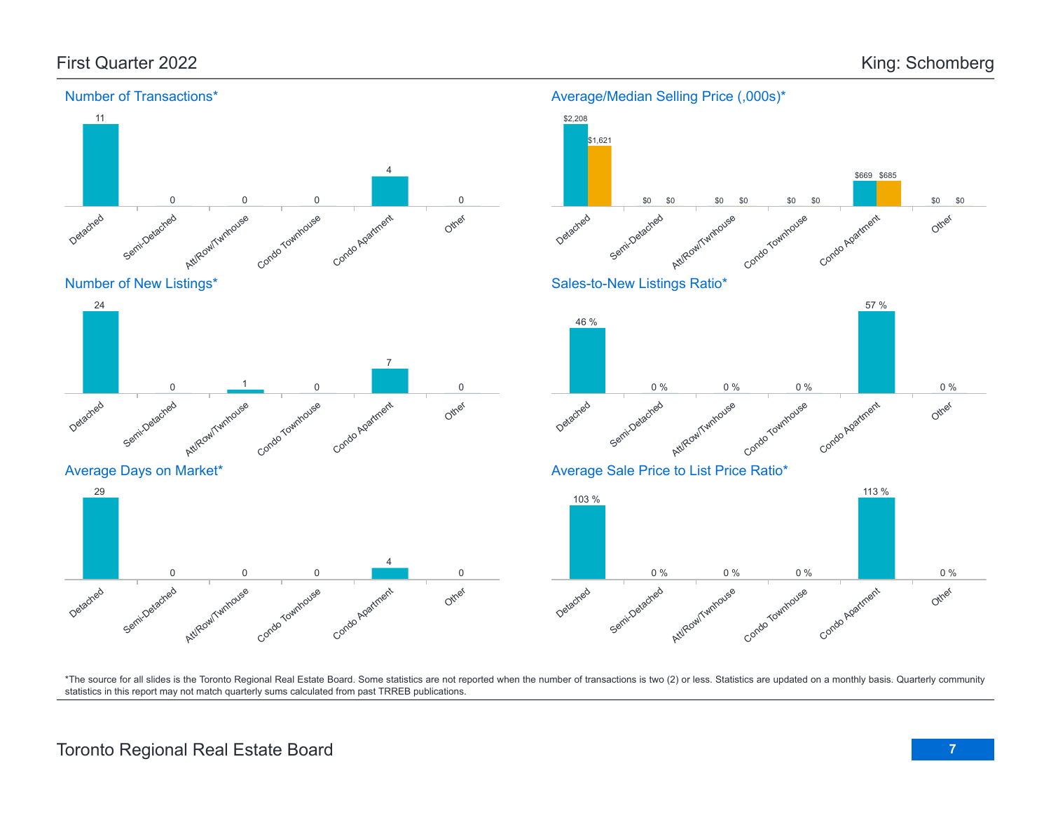First Quarter 2022

King: Schomberg

## Number of Transactions*

11
0
0
0
4
0

Detached
Semi-Detached
Att/Row/Twnhouse
Condo Townhouse
Condo Apartment
Other

## Average/Median Selling Price (,000s)*

$2,208
$1,621
$0
$0
$0
$0
$0
$0
$669
$685
$0
$0

Detached
Semi-Detached
Att/Row/Twnhouse
Condo Townhouse
Condo Apartment
Other

## Number of New Listings*

24
0
1
0
7
0

Detached
Semi-Detached
Att/Row/Twnhouse
Condo Townhouse
Condo Apartment
Other

## Sales-to-New Listings Ratio*

46 %
0 %
0 %
0 %
57 %
0 %

Detached
Semi-Detached
Att/Row/Twnhouse
Condo Townhouse
Condo Apartment
Other

## Average Days on Market*

29
0
0
0
4
0

Detached
Semi-Detached
Att/Row/Twnhouse
Condo Townhouse
Condo Apartment
Other

## Average Sale Price to List Price Ratio*

103 %
0 %
0 %
0 %
113 %
0 %

Detached
Semi-Detached
Att/Row/Twnhouse
Condo Townhouse
Condo Apartment
Other

*The source for all slides is the Toronto Regional Real Estate Board. Some statistics are not reported when the number of transactions is two (2) or less. Statistics are updated on a monthly basis. Quarterly community statistics in this report may not match quarterly sums calculated from past TRREB publications.

Toronto Regional Real Estate Board